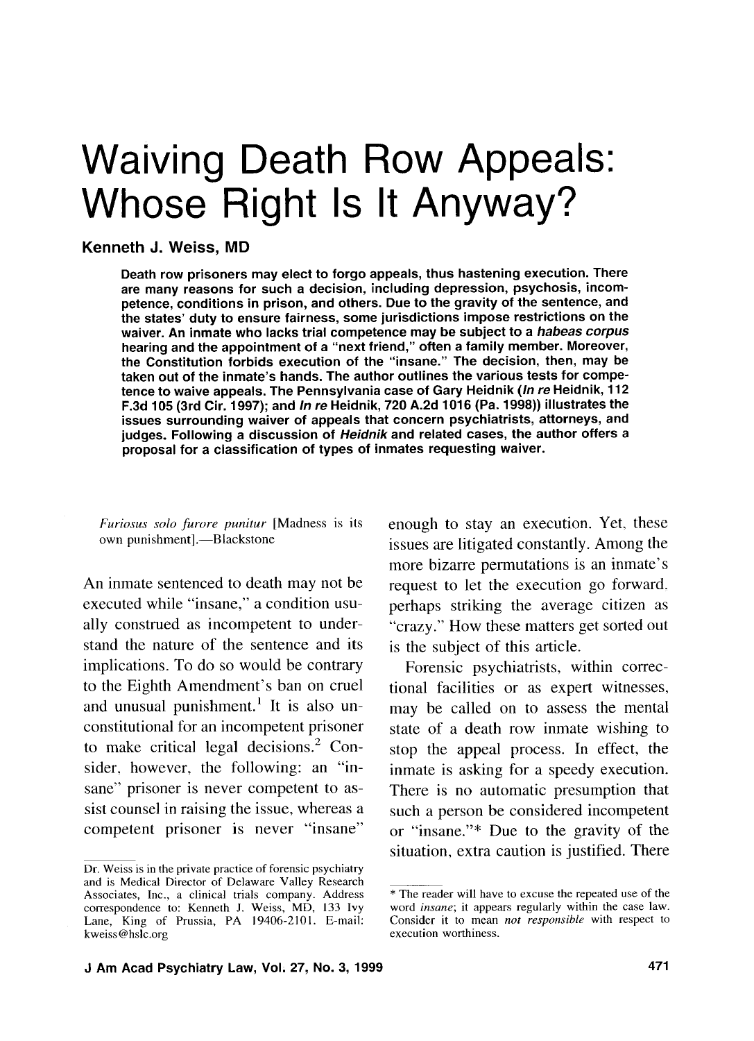# Waiving Death Row Appeals: Whose Right Is It Anyway?

**Kenneth J. Weiss, MD**

**Death row prisoners may elect to forgo appeals, thus hastening execution. There are many reasons for such a decision, including depression, psychosis, incompetence, conditions in prison, and others. Due to the gravity of the sentence, and the states' duty to ensure fairness, some jurisdictions impose restrictions on the waiver. An inmate who lacks trial competence may be subject to a *habeas corpus* hearing and the appointment of a "next friend," often a family member. Moreover, the Constitution forbids execution of the "insane." The decision, then, may be taken out of the inmate's hands. The author outlines the various tests for competence to waive appeals. The Pennsylvania case of Gary Heidnik (*In re* Heidnik, 112 F.3d 105 (3rd Cir. 1997); and *In re* Heidnik, 720 A.2d 1016 (Pa. 1998)) illustrates the issues surrounding waiver of appeals that concern psychiatrists, attorneys, and judges. Following a discussion of *Heidnik* and related cases, the author offers a proposal for a classification of types of inmates requesting waiver.**

> *Furiosus solo furore punitur* [Madness is its own punishment].—Blackstone

An inmate sentenced to death may not be executed while "insane," a condition usually construed as incompetent to understand the nature of the sentence and its implications. To do so would be contrary to the Eighth Amendment's ban on cruel and unusual punishment.[1] It is also unconstitutional for an incompetent prisoner to make critical legal decisions.[2] Consider, however, the following: an "insane" prisoner is never competent to assist counsel in raising the issue, whereas a competent prisoner is never "insane" enough to stay an execution. Yet, these issues are litigated constantly. Among the more bizarre permutations is an inmate's request to let the execution go forward, perhaps striking the average citizen as "crazy." How these matters get sorted out is the subject of this article.

Forensic psychiatrists, within correctional facilities or as expert witnesses, may be called on to assess the mental state of a death row inmate wishing to stop the appeal process. In effect, the inmate is asking for a speedy execution. There is no automatic presumption that such a person be considered incompetent or "insane."* Due to the gravity of the situation, extra caution is justified. There

---

Dr. Weiss is in the private practice of forensic psychiatry and is Medical Director of Delaware Valley Research Associates, Inc., a clinical trials company. Address correspondence to: Kenneth J. Weiss, MD, 133 Ivy Lane, King of Prussia, PA 19406-2101. E-mail: kweiss@hslc.org

\* The reader will have to excuse the repeated use of the word *insane*; it appears regularly within the case law. Consider it to mean *not responsible* with respect to execution worthiness.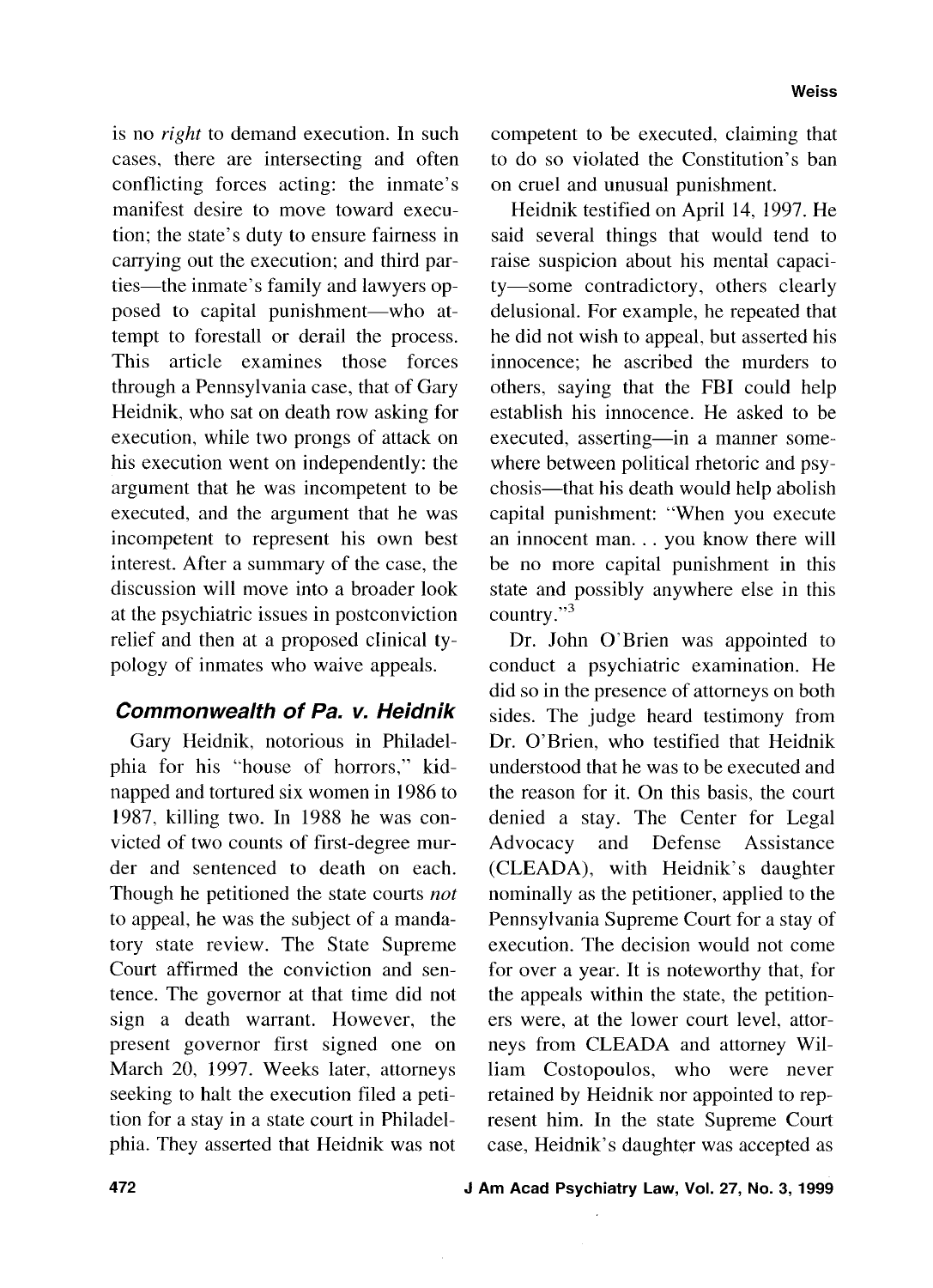is no *right* to demand execution. In such cases, there are intersecting and often conflicting forces acting: the inmate's manifest desire to move toward execution; the state's duty to ensure fairness in carrying out the execution; and third parties—the inmate's family and lawyers opposed to capital punishment—who attempt to forestall or derail the process. This article examines those forces through a Pennsylvania case, that of Gary Heidnik, who sat on death row asking for execution, while two prongs of attack on his execution went on independently: the argument that he was incompetent to be executed, and the argument that he was incompetent to represent his own best interest. After a summary of the case, the discussion will move into a broader look at the psychiatric issues in postconviction relief and then at a proposed clinical typology of inmates who waive appeals.

## *Commonwealth of Pa. v. Heidnik*

Gary Heidnik, notorious in Philadelphia for his "house of horrors," kidnapped and tortured six women in 1986 to 1987, killing two. In 1988 he was convicted of two counts of first-degree murder and sentenced to death on each. Though he petitioned the state courts *not* to appeal, he was the subject of a mandatory state review. The State Supreme Court affirmed the conviction and sentence. The governor at that time did not sign a death warrant. However, the present governor first signed one on March 20, 1997. Weeks later, attorneys seeking to halt the execution filed a petition for a stay in a state court in Philadelphia. They asserted that Heidnik was not competent to be executed, claiming that to do so violated the Constitution's ban on cruel and unusual punishment.

Heidnik testified on April 14, 1997. He said several things that would tend to raise suspicion about his mental capacity—some contradictory, others clearly delusional. For example, he repeated that he did not wish to appeal, but asserted his innocence; he ascribed the murders to others, saying that the FBI could help establish his innocence. He asked to be executed, asserting—in a manner somewhere between political rhetoric and psychosis—that his death would help abolish capital punishment: "When you execute an innocent man. . . you know there will be no more capital punishment in this state and possibly anywhere else in this country."[3]

Dr. John O'Brien was appointed to conduct a psychiatric examination. He did so in the presence of attorneys on both sides. The judge heard testimony from Dr. O'Brien, who testified that Heidnik understood that he was to be executed and the reason for it. On this basis, the court denied a stay. The Center for Legal Advocacy and Defense Assistance (CLEADA), with Heidnik's daughter nominally as the petitioner, applied to the Pennsylvania Supreme Court for a stay of execution. The decision would not come for over a year. It is noteworthy that, for the appeals within the state, the petitioners were, at the lower court level, attorneys from CLEADA and attorney William Costopoulos, who were never retained by Heidnik nor appointed to represent him. In the state Supreme Court case, Heidnik's daughter was accepted as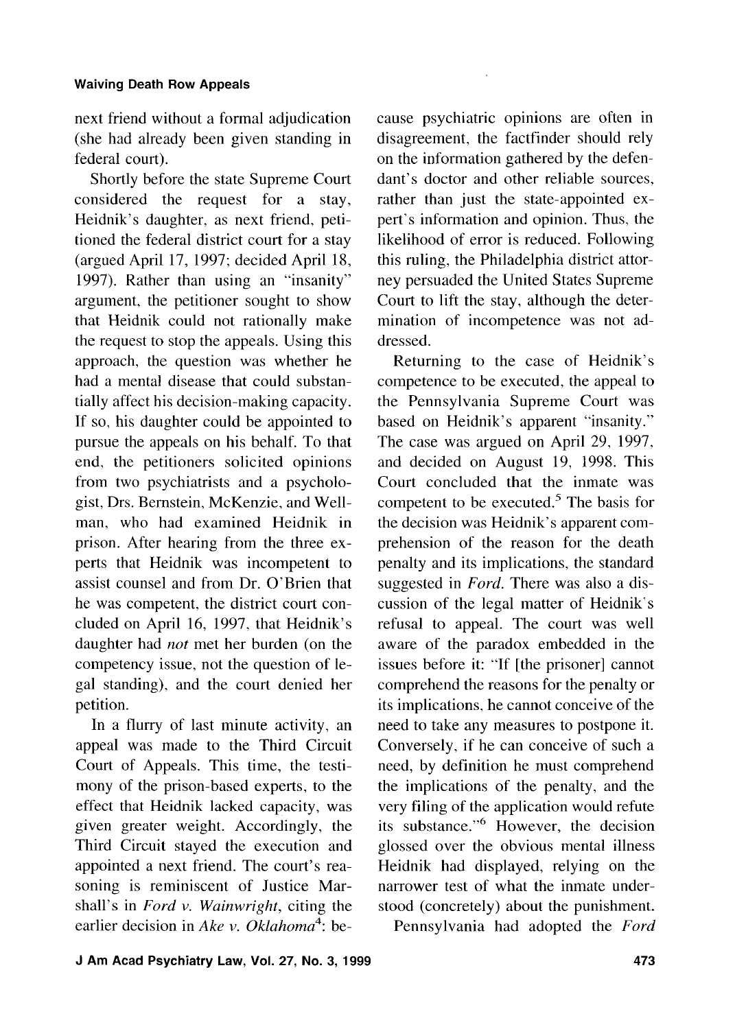next friend without a formal adjudication (she had already been given standing in federal court).

Shortly before the state Supreme Court considered the request for a stay, Heidnik's daughter, as next friend, petitioned the federal district court for a stay (argued April 17, 1997; decided April 18, 1997). Rather than using an "insanity" argument, the petitioner sought to show that Heidnik could not rationally make the request to stop the appeals. Using this approach, the question was whether he had a mental disease that could substantially affect his decision-making capacity. If so, his daughter could be appointed to pursue the appeals on his behalf. To that end, the petitioners solicited opinions from two psychiatrists and a psychologist, Drs. Bernstein, McKenzie, and Wellman, who had examined Heidnik in prison. After hearing from the three experts that Heidnik was incompetent to assist counsel and from Dr. O'Brien that he was competent, the district court concluded on April 16, 1997, that Heidnik's daughter had *not* met her burden (on the competency issue, not the question of legal standing), and the court denied her petition.

In a flurry of last minute activity, an appeal was made to the Third Circuit Court of Appeals. This time, the testimony of the prison-based experts, to the effect that Heidnik lacked capacity, was given greater weight. Accordingly, the Third Circuit stayed the execution and appointed a next friend. The court's reasoning is reminiscent of Justice Marshall's in *Ford v. Wainwright*, citing the earlier decision in *Ake v. Oklahoma*[4]: because psychiatric opinions are often in disagreement, the factfinder should rely on the information gathered by the defendant's doctor and other reliable sources, rather than just the state-appointed expert's information and opinion. Thus, the likelihood of error is reduced. Following this ruling, the Philadelphia district attorney persuaded the United States Supreme Court to lift the stay, although the determination of incompetence was not addressed.

Returning to the case of Heidnik's competence to be executed, the appeal to the Pennsylvania Supreme Court was based on Heidnik's apparent "insanity." The case was argued on April 29, 1997, and decided on August 19, 1998. This Court concluded that the inmate was competent to be executed.[5] The basis for the decision was Heidnik's apparent comprehension of the reason for the death penalty and its implications, the standard suggested in *Ford*. There was also a discussion of the legal matter of Heidnik's refusal to appeal. The court was well aware of the paradox embedded in the issues before it: "If [the prisoner] cannot comprehend the reasons for the penalty or its implications, he cannot conceive of the need to take any measures to postpone it. Conversely, if he can conceive of such a need, by definition he must comprehend the implications of the penalty, and the very filing of the application would refute its substance."[6] However, the decision glossed over the obvious mental illness Heidnik had displayed, relying on the narrower test of what the inmate understood (concretely) about the punishment.

Pennsylvania had adopted the *Ford*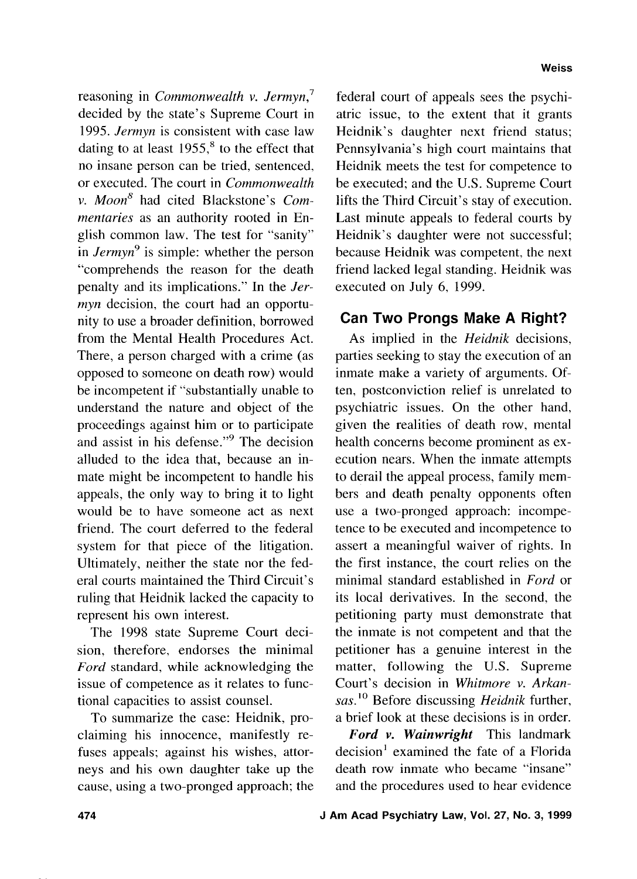reasoning in *Commonwealth v. Jermyn*,[7] decided by the state's Supreme Court in 1995. *Jermyn* is consistent with case law dating to at least 1955,[8] to the effect that no insane person can be tried, sentenced, or executed. The court in *Commonwealth v. Moon*[8] had cited Blackstone's *Commentaries* as an authority rooted in English common law. The test for "sanity" in *Jermyn*[9] is simple: whether the person "comprehends the reason for the death penalty and its implications." In the *Jermyn* decision, the court had an opportunity to use a broader definition, borrowed from the Mental Health Procedures Act. There, a person charged with a crime (as opposed to someone on death row) would be incompetent if "substantially unable to understand the nature and object of the proceedings against him or to participate and assist in his defense."[9] The decision alluded to the idea that, because an inmate might be incompetent to handle his appeals, the only way to bring it to light would be to have someone act as next friend. The court deferred to the federal system for that piece of the litigation. Ultimately, neither the state nor the federal courts maintained the Third Circuit's ruling that Heidnik lacked the capacity to represent his own interest.

The 1998 state Supreme Court decision, therefore, endorses the minimal *Ford* standard, while acknowledging the issue of competence as it relates to functional capacities to assist counsel.

To summarize the case: Heidnik, proclaiming his innocence, manifestly refuses appeals; against his wishes, attorneys and his own daughter take up the cause, using a two-pronged approach; the federal court of appeals sees the psychiatric issue, to the extent that it grants Heidnik's daughter next friend status; Pennsylvania's high court maintains that Heidnik meets the test for competence to be executed; and the U.S. Supreme Court lifts the Third Circuit's stay of execution. Last minute appeals to federal courts by Heidnik's daughter were not successful; because Heidnik was competent, the next friend lacked legal standing. Heidnik was executed on July 6, 1999.

## Can Two Prongs Make A Right?

As implied in the *Heidnik* decisions, parties seeking to stay the execution of an inmate make a variety of arguments. Often, postconviction relief is unrelated to psychiatric issues. On the other hand, given the realities of death row, mental health concerns become prominent as execution nears. When the inmate attempts to derail the appeal process, family members and death penalty opponents often use a two-pronged approach: incompetence to be executed and incompetence to assert a meaningful waiver of rights. In the first instance, the court relies on the minimal standard established in *Ford* or its local derivatives. In the second, the petitioning party must demonstrate that the inmate is not competent and that the petitioner has a genuine interest in the matter, following the U.S. Supreme Court's decision in *Whitmore v. Arkansas*.[10] Before discussing *Heidnik* further, a brief look at these decisions is in order.

***Ford v. Wainwright*** This landmark decision[1] examined the fate of a Florida death row inmate who became "insane" and the procedures used to hear evidence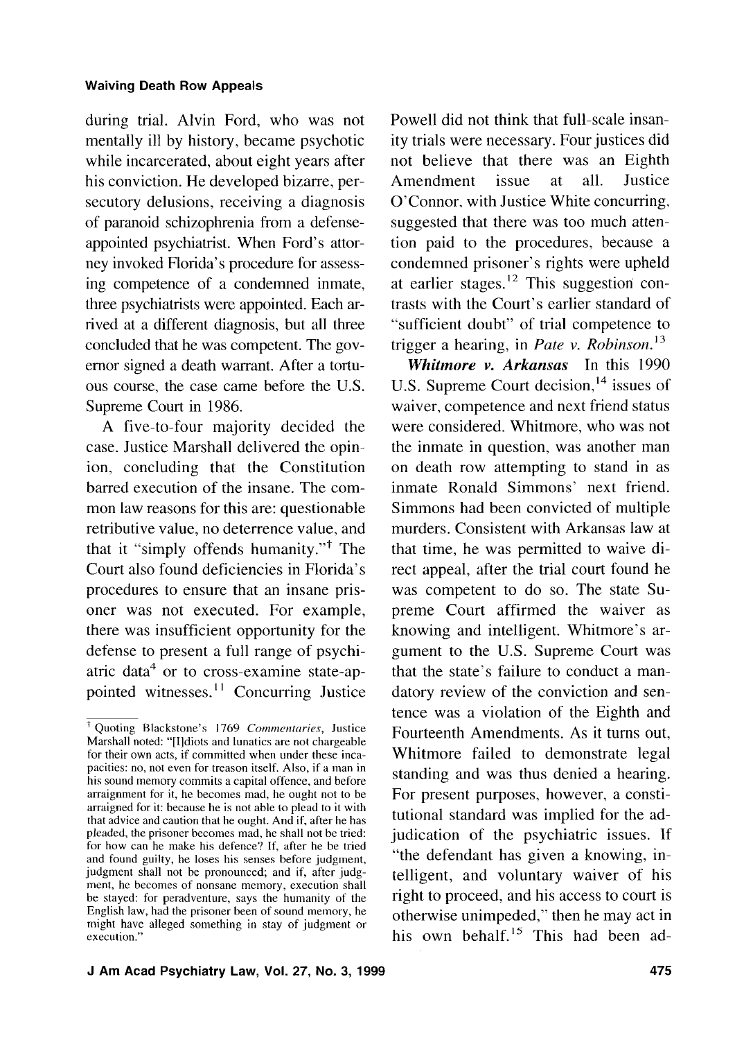during trial. Alvin Ford, who was not mentally ill by history, became psychotic while incarcerated, about eight years after his conviction. He developed bizarre, persecutory delusions, receiving a diagnosis of paranoid schizophrenia from a defense-appointed psychiatrist. When Ford's attorney invoked Florida's procedure for assessing competence of a condemned inmate, three psychiatrists were appointed. Each arrived at a different diagnosis, but all three concluded that he was competent. The governor signed a death warrant. After a tortuous course, the case came before the U.S. Supreme Court in 1986.

A five-to-four majority decided the case. Justice Marshall delivered the opinion, concluding that the Constitution barred execution of the insane. The common law reasons for this are: questionable retributive value, no deterrence value, and that it "simply offends humanity."[†] The Court also found deficiencies in Florida's procedures to ensure that an insane prisoner was not executed. For example, there was insufficient opportunity for the defense to present a full range of psychiatric data[4] or to cross-examine state-appointed witnesses.[11] Concurring Justice Powell did not think that full-scale insanity trials were necessary. Four justices did not believe that there was an Eighth Amendment issue at all. Justice O'Connor, with Justice White concurring, suggested that there was too much attention paid to the procedures, because a condemned prisoner's rights were upheld at earlier stages.[12] This suggestion contrasts with the Court's earlier standard of "sufficient doubt" of trial competence to trigger a hearing, in *Pate v. Robinson*.[13]

***Whitmore v. Arkansas*** In this 1990 U.S. Supreme Court decision,[14] issues of waiver, competence and next friend status were considered. Whitmore, who was not the inmate in question, was another man on death row attempting to stand in as inmate Ronald Simmons' next friend. Simmons had been convicted of multiple murders. Consistent with Arkansas law at that time, he was permitted to waive direct appeal, after the trial court found he was competent to do so. The state Supreme Court affirmed the waiver as knowing and intelligent. Whitmore's argument to the U.S. Supreme Court was that the state's failure to conduct a mandatory review of the conviction and sentence was a violation of the Eighth and Fourteenth Amendments. As it turns out, Whitmore failed to demonstrate legal standing and was thus denied a hearing. For present purposes, however, a constitutional standard was implied for the adjudication of the psychiatric issues. If "the defendant has given a knowing, intelligent, and voluntary waiver of his right to proceed, and his access to court is otherwise unimpeded," then he may act in his own behalf.[15] This had been ad-

---

[†] Quoting Blackstone's 1769 *Commentaries*, Justice Marshall noted: "[I]diots and lunatics are not chargeable for their own acts, if committed when under these incapacities: no, not even for treason itself. Also, if a man in his sound memory commits a capital offence, and before arraignment for it, he becomes mad, he ought not to be arraigned for it: because he is not able to plead to it with that advice and caution that he ought. And if, after he has pleaded, the prisoner becomes mad, he shall not be tried: for how can he make his defence? If, after he be tried and found guilty, he loses his senses before judgment, judgment shall not be pronounced; and if, after judgment, he becomes of nonsane memory, execution shall be stayed: for peradventure, says the humanity of the English law, had the prisoner been of sound memory, he might have alleged something in stay of judgment or execution."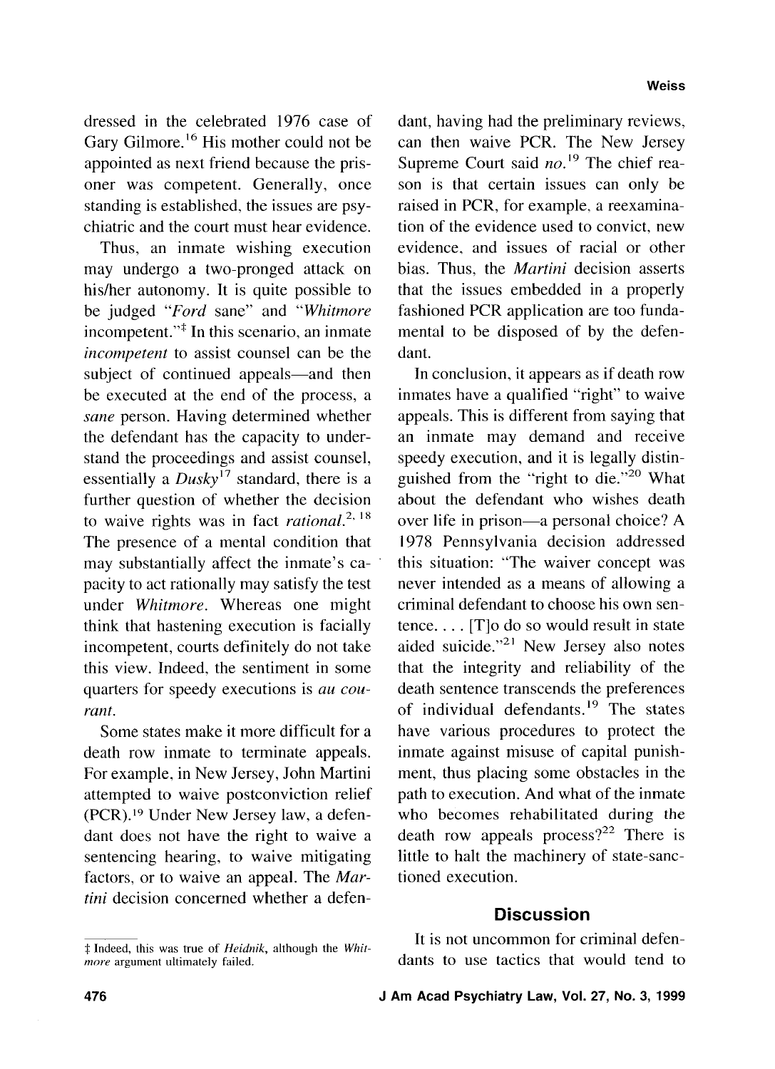dressed in the celebrated 1976 case of Gary Gilmore.[16] His mother could not be appointed as next friend because the prisoner was competent. Generally, once standing is established, the issues are psychiatric and the court must hear evidence.

Thus, an inmate wishing execution may undergo a two-pronged attack on his/her autonomy. It is quite possible to be judged "*Ford* sane" and "*Whitmore* incompetent."‡ In this scenario, an inmate *incompetent* to assist counsel can be the subject of continued appeals—and then be executed at the end of the process, a *sane* person. Having determined whether the defendant has the capacity to understand the proceedings and assist counsel, essentially a *Dusky*[17] standard, there is a further question of whether the decision to waive rights was in fact *rational*.[2, 18] The presence of a mental condition that may substantially affect the inmate's capacity to act rationally may satisfy the test under *Whitmore*. Whereas one might think that hastening execution is facially incompetent, courts definitely do not take this view. Indeed, the sentiment in some quarters for speedy executions is *au courant*.

Some states make it more difficult for a death row inmate to terminate appeals. For example, in New Jersey, John Martini attempted to waive postconviction relief (PCR).[19] Under New Jersey law, a defendant does not have the right to waive a sentencing hearing, to waive mitigating factors, or to waive an appeal. The *Martini* decision concerned whether a defendant, having had the preliminary reviews, can then waive PCR. The New Jersey Supreme Court said *no*.[19] The chief reason is that certain issues can only be raised in PCR, for example, a reexamination of the evidence used to convict, new evidence, and issues of racial or other bias. Thus, the *Martini* decision asserts that the issues embedded in a properly fashioned PCR application are too fundamental to be disposed of by the defendant.

In conclusion, it appears as if death row inmates have a qualified "right" to waive appeals. This is different from saying that an inmate may demand and receive speedy execution, and it is legally distinguished from the "right to die."[20] What about the defendant who wishes death over life in prison—a personal choice? A 1978 Pennsylvania decision addressed this situation: "The waiver concept was never intended as a means of allowing a criminal defendant to choose his own sentence. . . . [T]o do so would result in state aided suicide."[21] New Jersey also notes that the integrity and reliability of the death sentence transcends the preferences of individual defendants.[19] The states have various procedures to protect the inmate against misuse of capital punishment, thus placing some obstacles in the path to execution. And what of the inmate who becomes rehabilitated during the death row appeals process?[22] There is little to halt the machinery of state-sanctioned execution.

## Discussion

It is not uncommon for criminal defendants to use tactics that would tend to

‡ Indeed, this was true of *Heidnik*, although the *Whitmore* argument ultimately failed.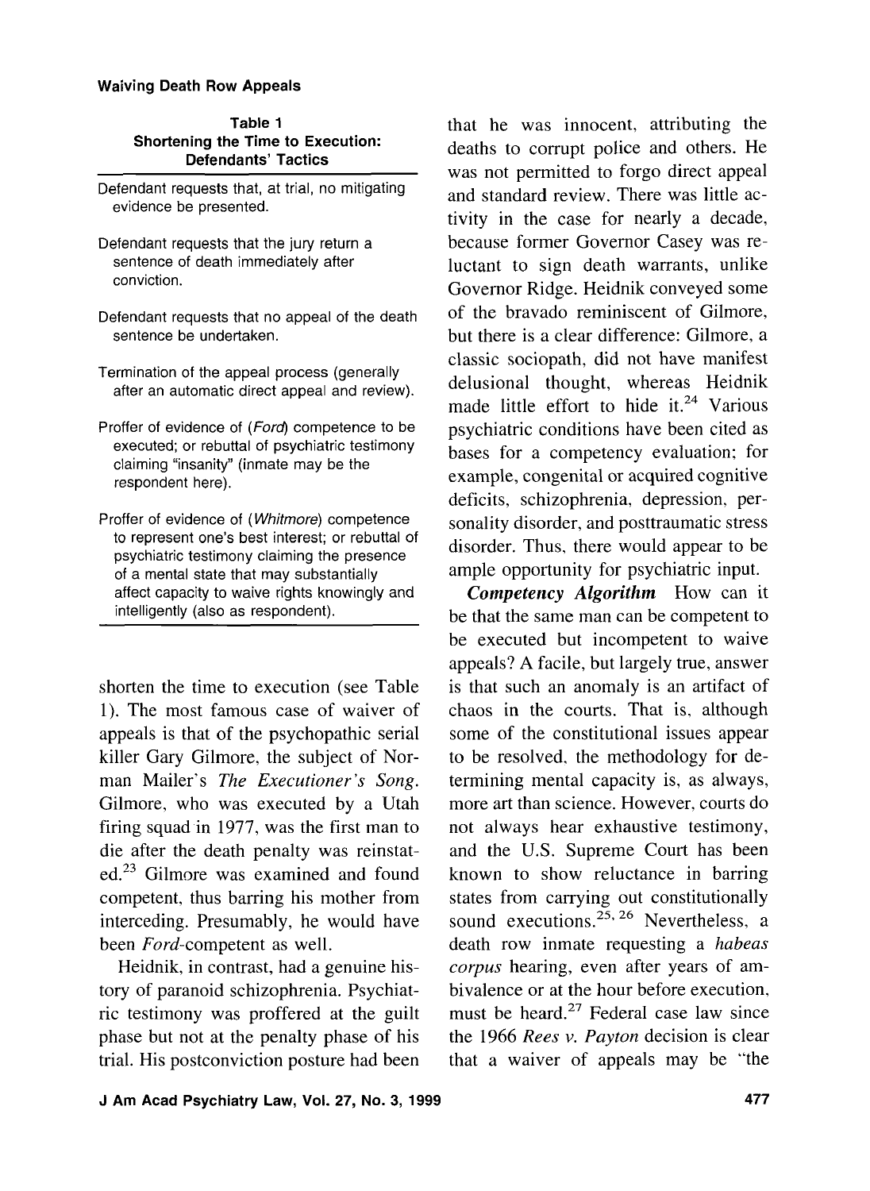**Table 1**
**Shortening the Time to Execution: Defendants' Tactics**

| |
|---|
| Defendant requests that, at trial, no mitigating evidence be presented. |
| Defendant requests that the jury return a sentence of death immediately after conviction. |
| Defendant requests that no appeal of the death sentence be undertaken. |
| Termination of the appeal process (generally after an automatic direct appeal and review). |
| Proffer of evidence of (*Ford*) competence to be executed; or rebuttal of psychiatric testimony claiming "insanity" (inmate may be the respondent here). |
| Proffer of evidence of (*Whitmore*) competence to represent one's best interest; or rebuttal of psychiatric testimony claiming the presence of a mental state that may substantially affect capacity to waive rights knowingly and intelligently (also as respondent). |

shorten the time to execution (see Table 1). The most famous case of waiver of appeals is that of the psychopathic serial killer Gary Gilmore, the subject of Norman Mailer's *The Executioner's Song*. Gilmore, who was executed by a Utah firing squad in 1977, was the first man to die after the death penalty was reinstated.[23] Gilmore was examined and found competent, thus barring his mother from interceding. Presumably, he would have been *Ford*-competent as well.

Heidnik, in contrast, had a genuine history of paranoid schizophrenia. Psychiatric testimony was proffered at the guilt phase but not at the penalty phase of his trial. His postconviction posture had been that he was innocent, attributing the deaths to corrupt police and others. He was not permitted to forgo direct appeal and standard review. There was little activity in the case for nearly a decade, because former Governor Casey was reluctant to sign death warrants, unlike Governor Ridge. Heidnik conveyed some of the bravado reminiscent of Gilmore, but there is a clear difference: Gilmore, a classic sociopath, did not have manifest delusional thought, whereas Heidnik made little effort to hide it.[24] Various psychiatric conditions have been cited as bases for a competency evaluation; for example, congenital or acquired cognitive deficits, schizophrenia, depression, personality disorder, and posttraumatic stress disorder. Thus, there would appear to be ample opportunity for psychiatric input.

***Competency Algorithm*** How can it be that the same man can be competent to be executed but incompetent to waive appeals? A facile, but largely true, answer is that such an anomaly is an artifact of chaos in the courts. That is, although some of the constitutional issues appear to be resolved, the methodology for determining mental capacity is, as always, more art than science. However, courts do not always hear exhaustive testimony, and the U.S. Supreme Court has been known to show reluctance in barring states from carrying out constitutionally sound executions.[25, 26] Nevertheless, a death row inmate requesting a *habeas corpus* hearing, even after years of ambivalence or at the hour before execution, must be heard.[27] Federal case law since the 1966 *Rees v. Payton* decision is clear that a waiver of appeals may be "the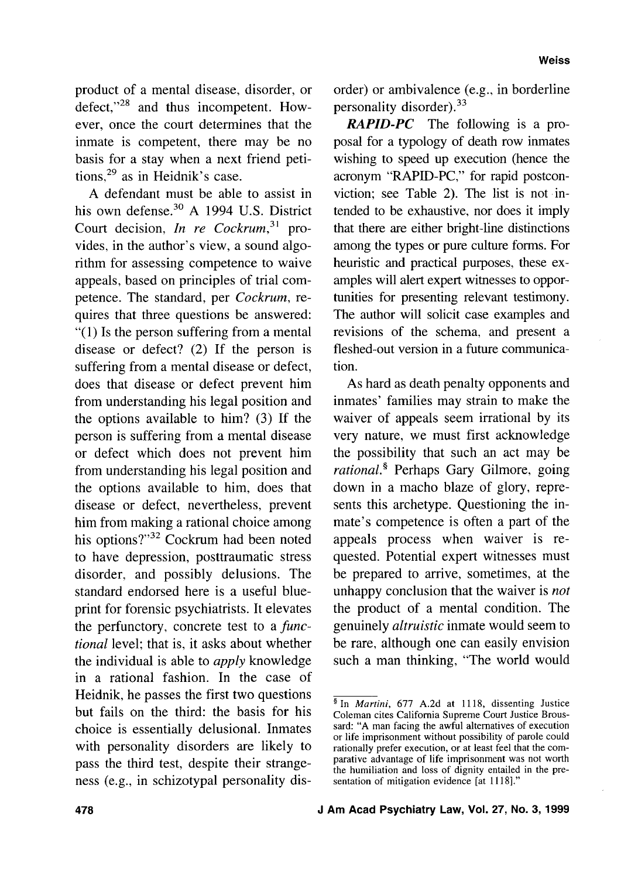product of a mental disease, disorder, or defect,"[28] and thus incompetent. However, once the court determines that the inmate is competent, there may be no basis for a stay when a next friend petitions,[29] as in Heidnik's case.

A defendant must be able to assist in his own defense.[30] A 1994 U.S. District Court decision, *In re Cockrum*,[31] provides, in the author's view, a sound algorithm for assessing competence to waive appeals, based on principles of trial competence. The standard, per *Cockrum*, requires that three questions be answered: "(1) Is the person suffering from a mental disease or defect? (2) If the person is suffering from a mental disease or defect, does that disease or defect prevent him from understanding his legal position and the options available to him? (3) If the person is suffering from a mental disease or defect which does not prevent him from understanding his legal position and the options available to him, does that disease or defect, nevertheless, prevent him from making a rational choice among his options?"[32] Cockrum had been noted to have depression, posttraumatic stress disorder, and possibly delusions. The standard endorsed here is a useful blueprint for forensic psychiatrists. It elevates the perfunctory, concrete test to a *functional* level; that is, it asks about whether the individual is able to *apply* knowledge in a rational fashion. In the case of Heidnik, he passes the first two questions but fails on the third: the basis for his choice is essentially delusional. Inmates with personality disorders are likely to pass the third test, despite their strangeness (e.g., in schizotypal personality disorder) or ambivalence (e.g., in borderline personality disorder).[33]

***RAPID-PC*** The following is a proposal for a typology of death row inmates wishing to speed up execution (hence the acronym "RAPID-PC," for rapid postconviction; see Table 2). The list is not intended to be exhaustive, nor does it imply that there are either bright-line distinctions among the types or pure culture forms. For heuristic and practical purposes, these examples will alert expert witnesses to opportunities for presenting relevant testimony. The author will solicit case examples and revisions of the schema, and present a fleshed-out version in a future communication.

As hard as death penalty opponents and inmates' families may strain to make the waiver of appeals seem irrational by its very nature, we must first acknowledge the possibility that such an act may be *rational*.[§] Perhaps Gary Gilmore, going down in a macho blaze of glory, represents this archetype. Questioning the inmate's competence is often a part of the appeals process when waiver is requested. Potential expert witnesses must be prepared to arrive, sometimes, at the unhappy conclusion that the waiver is *not* the product of a mental condition. The genuinely *altruistic* inmate would seem to be rare, although one can easily envision such a man thinking, "The world would

[§] In *Martini*, 677 A.2d at 1118, dissenting Justice Coleman cites California Supreme Court Justice Broussard: "A man facing the awful alternatives of execution or life imprisonment without possibility of parole could rationally prefer execution, or at least feel that the comparative advantage of life imprisonment was not worth the humiliation and loss of dignity entailed in the presentation of mitigation evidence [at 1118]."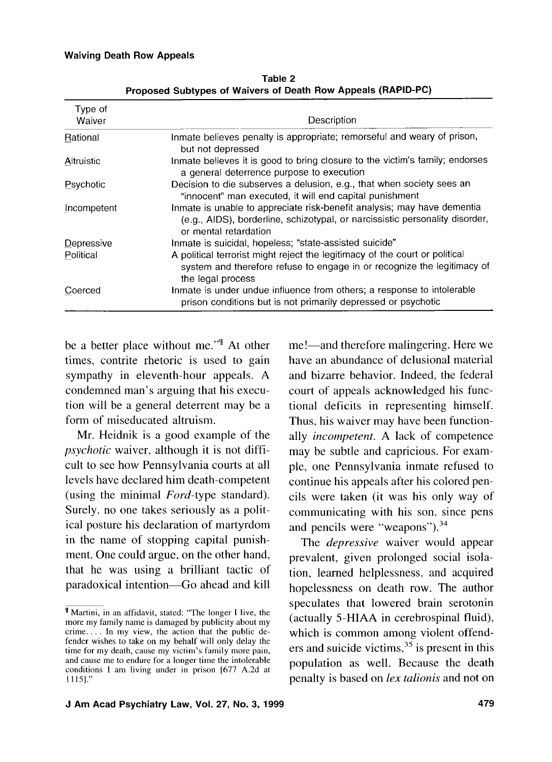Table 2
Proposed Subtypes of Waivers of Death Row Appeals (RAPID-PC)

| Type of Waiver | Description |
|---|---|
| Rational | Inmate believes penalty is appropriate; remorseful and weary of prison, but not depressed |
| Altruistic | Inmate believes it is good to bring closure to the victim's family; endorses a general deterrence purpose to execution |
| Psychotic | Decision to die subserves a delusion, e.g., that when society sees an "innocent" man executed, it will end capital punishment |
| Incompetent | Inmate is unable to appreciate risk-benefit analysis; may have dementia (e.g., AIDS), borderline, schizotypal, or narcissistic personality disorder, or mental retardation |
| Depressive | Inmate is suicidal, hopeless; "state-assisted suicide" |
| Political | A political terrorist might reject the legitimacy of the court or political system and therefore refuse to engage in or recognize the legitimacy of the legal process |
| Coerced | Inmate is under undue influence from others; a response to intolerable prison conditions but is not primarily depressed or psychotic |

be a better place without me."¶ At other times, contrite rhetoric is used to gain sympathy in eleventh-hour appeals. A condemned man's arguing that his execution will be a general deterrent may be a form of miseducated altruism.

Mr. Heidnik is a good example of the *psychotic* waiver, although it is not difficult to see how Pennsylvania courts at all levels have declared him death-competent (using the minimal *Ford*-type standard). Surely, no one takes seriously as a political posture his declaration of martyrdom in the name of stopping capital punishment. One could argue, on the other hand, that he was using a brilliant tactic of paradoxical intention—Go ahead and kill me!—and therefore malingering. Here we have an abundance of delusional material and bizarre behavior. Indeed, the federal court of appeals acknowledged his functional deficits in representing himself. Thus, his waiver may have been functionally *incompetent*. A lack of competence may be subtle and capricious. For example, one Pennsylvania inmate refused to continue his appeals after his colored pencils were taken (it was his only way of communicating with his son, since pens and pencils were "weapons").[34]

The *depressive* waiver would appear prevalent, given prolonged social isolation, learned helplessness, and acquired hopelessness on death row. The author speculates that lowered brain serotonin (actually 5-HIAA in cerebrospinal fluid), which is common among violent offenders and suicide victims,[35] is present in this population as well. Because the death penalty is based on *lex talionis* and not on

¶ Martini, in an affidavit, stated: "The longer I live, the more my family name is damaged by publicity about my crime. . . . In my view, the action that the public defender wishes to take on my behalf will only delay the time for my death, cause my victim's family more pain, and cause me to endure for a longer time the intolerable conditions I am living under in prison [677 A.2d at 1115]."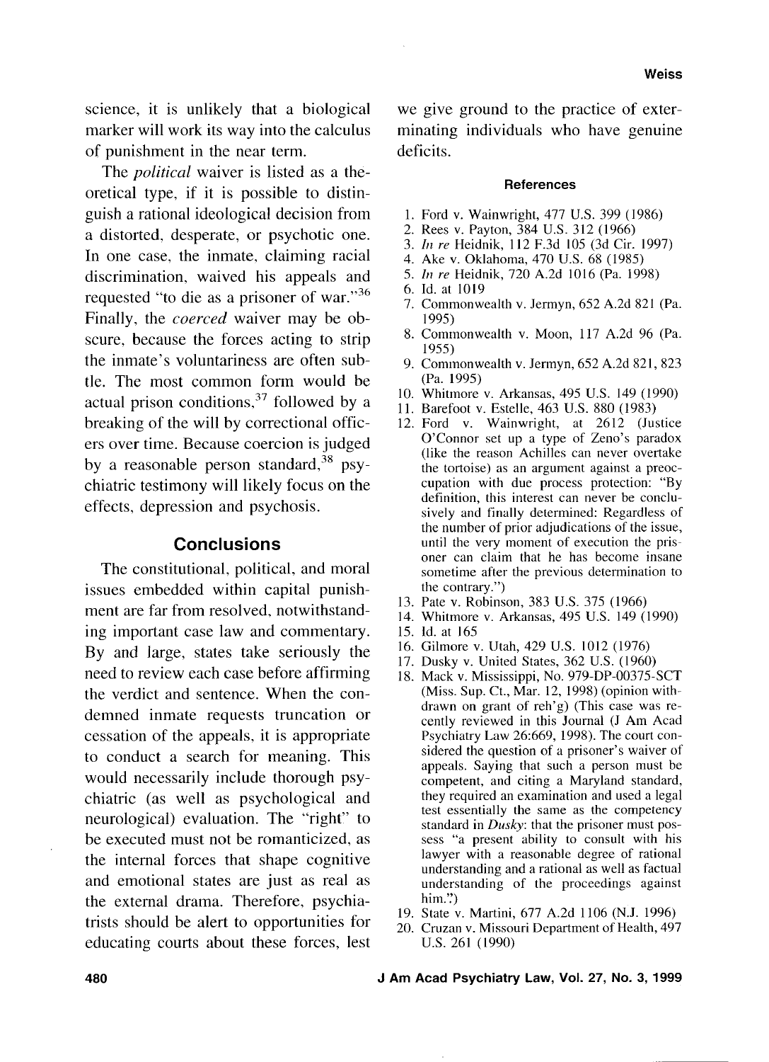science, it is unlikely that a biological marker will work its way into the calculus of punishment in the near term.

The *political* waiver is listed as a theoretical type, if it is possible to distinguish a rational ideological decision from a distorted, desperate, or psychotic one. In one case, the inmate, claiming racial discrimination, waived his appeals and requested "to die as a prisoner of war."[36] Finally, the *coerced* waiver may be obscure, because the forces acting to strip the inmate's voluntariness are often subtle. The most common form would be actual prison conditions,[37] followed by a breaking of the will by correctional officers over time. Because coercion is judged by a reasonable person standard,[38] psychiatric testimony will likely focus on the effects, depression and psychosis.

## Conclusions

The constitutional, political, and moral issues embedded within capital punishment are far from resolved, notwithstanding important case law and commentary. By and large, states take seriously the need to review each case before affirming the verdict and sentence. When the condemned inmate requests truncation or cessation of the appeals, it is appropriate to conduct a search for meaning. This would necessarily include thorough psychiatric (as well as psychological and neurological) evaluation. The "right" to be executed must not be romanticized, as the internal forces that shape cognitive and emotional states are just as real as the external drama. Therefore, psychiatrists should be alert to opportunities for educating courts about these forces, lest we give ground to the practice of exterminating individuals who have genuine deficits.

### References

1. Ford v. Wainwright, 477 U.S. 399 (1986)
2. Rees v. Payton, 384 U.S. 312 (1966)
3. *In re* Heidnik, 112 F.3d 105 (3d Cir. 1997)
4. Ake v. Oklahoma, 470 U.S. 68 (1985)
5. *In re* Heidnik, 720 A.2d 1016 (Pa. 1998)
6. Id. at 1019
7. Commonwealth v. Jermyn, 652 A.2d 821 (Pa. 1995)
8. Commonwealth v. Moon, 117 A.2d 96 (Pa. 1955)
9. Commonwealth v. Jermyn, 652 A.2d 821, 823 (Pa. 1995)
10. Whitmore v. Arkansas, 495 U.S. 149 (1990)
11. Barefoot v. Estelle, 463 U.S. 880 (1983)
12. Ford v. Wainwright, at 2612 (Justice O'Connor set up a type of Zeno's paradox (like the reason Achilles can never overtake the tortoise) as an argument against a preoccupation with due process protection: "By definition, this interest can never be conclusively and finally determined: Regardless of the number of prior adjudications of the issue, until the very moment of execution the prisoner can claim that he has become insane sometime after the previous determination to the contrary.")
13. Pate v. Robinson, 383 U.S. 375 (1966)
14. Whitmore v. Arkansas, 495 U.S. 149 (1990)
15. Id. at 165
16. Gilmore v. Utah, 429 U.S. 1012 (1976)
17. Dusky v. United States, 362 U.S. (1960)
18. Mack v. Mississippi, No. 979-DP-00375-SCT (Miss. Sup. Ct., Mar. 12, 1998) (opinion withdrawn on grant of reh'g) (This case was recently reviewed in this Journal (J Am Acad Psychiatry Law 26:669, 1998). The court considered the question of a prisoner's waiver of appeals. Saying that such a person must be competent, and citing a Maryland standard, they required an examination and used a legal test essentially the same as the competency standard in *Dusky*: that the prisoner must possess "a present ability to consult with his lawyer with a reasonable degree of rational understanding and a rational as well as factual understanding of the proceedings against him.")
19. State v. Martini, 677 A.2d 1106 (N.J. 1996)
20. Cruzan v. Missouri Department of Health, 497 U.S. 261 (1990)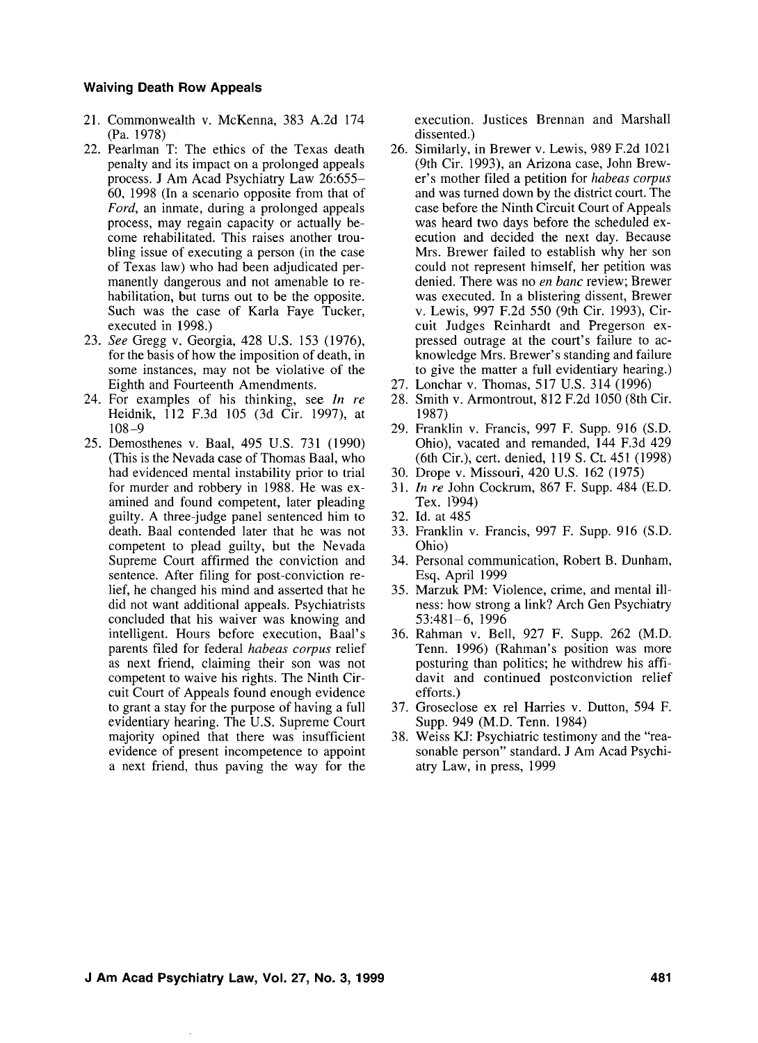21. Commonwealth v. McKenna, 383 A.2d 174 (Pa. 1978)
22. Pearlman T: The ethics of the Texas death penalty and its impact on a prolonged appeals process. J Am Acad Psychiatry Law 26:655–60, 1998 (In a scenario opposite from that of *Ford*, an inmate, during a prolonged appeals process, may regain capacity or actually become rehabilitated. This raises another troubling issue of executing a person (in the case of Texas law) who had been adjudicated permanently dangerous and not amenable to rehabilitation, but turns out to be the opposite. Such was the case of Karla Faye Tucker, executed in 1998.)
23. *See* Gregg v. Georgia, 428 U.S. 153 (1976), for the basis of how the imposition of death, in some instances, may not be violative of the Eighth and Fourteenth Amendments.
24. For examples of his thinking, see *In re* Heidnik, 112 F.3d 105 (3d Cir. 1997), at 108–9
25. Demosthenes v. Baal, 495 U.S. 731 (1990) (This is the Nevada case of Thomas Baal, who had evidenced mental instability prior to trial for murder and robbery in 1988. He was examined and found competent, later pleading guilty. A three-judge panel sentenced him to death. Baal contended later that he was not competent to plead guilty, but the Nevada Supreme Court affirmed the conviction and sentence. After filing for post-conviction relief, he changed his mind and asserted that he did not want additional appeals. Psychiatrists concluded that his waiver was knowing and intelligent. Hours before execution, Baal's parents filed for federal *habeas corpus* relief as next friend, claiming their son was not competent to waive his rights. The Ninth Circuit Court of Appeals found enough evidence to grant a stay for the purpose of having a full evidentiary hearing. The U.S. Supreme Court majority opined that there was insufficient evidence of present incompetence to appoint a next friend, thus paving the way for the execution. Justices Brennan and Marshall dissented.)
26. Similarly, in Brewer v. Lewis, 989 F.2d 1021 (9th Cir. 1993), an Arizona case, John Brewer's mother filed a petition for *habeas corpus* and was turned down by the district court. The case before the Ninth Circuit Court of Appeals was heard two days before the scheduled execution and decided the next day. Because Mrs. Brewer failed to establish why her son could not represent himself, her petition was denied. There was no *en banc* review; Brewer was executed. In a blistering dissent, Brewer v. Lewis, 997 F.2d 550 (9th Cir. 1993), Circuit Judges Reinhardt and Pregerson expressed outrage at the court's failure to acknowledge Mrs. Brewer's standing and failure to give the matter a full evidentiary hearing.)
27. Lonchar v. Thomas, 517 U.S. 314 (1996)
28. Smith v. Armontrout, 812 F.2d 1050 (8th Cir. 1987)
29. Franklin v. Francis, 997 F. Supp. 916 (S.D. Ohio), vacated and remanded, 144 F.3d 429 (6th Cir.), cert. denied, 119 S. Ct. 451 (1998)
30. Drope v. Missouri, 420 U.S. 162 (1975)
31. *In re* John Cockrum, 867 F. Supp. 484 (E.D. Tex. 1994)
32. Id. at 485
33. Franklin v. Francis, 997 F. Supp. 916 (S.D. Ohio)
34. Personal communication, Robert B. Dunham, Esq, April 1999
35. Marzuk PM: Violence, crime, and mental illness: how strong a link? Arch Gen Psychiatry 53:481–6, 1996
36. Rahman v. Bell, 927 F. Supp. 262 (M.D. Tenn. 1996) (Rahman's position was more posturing than politics; he withdrew his affidavit and continued postconviction relief efforts.)
37. Groseclose ex rel Harries v. Dutton, 594 F. Supp. 949 (M.D. Tenn. 1984)
38. Weiss KJ: Psychiatric testimony and the "reasonable person" standard. J Am Acad Psychiatry Law, in press, 1999